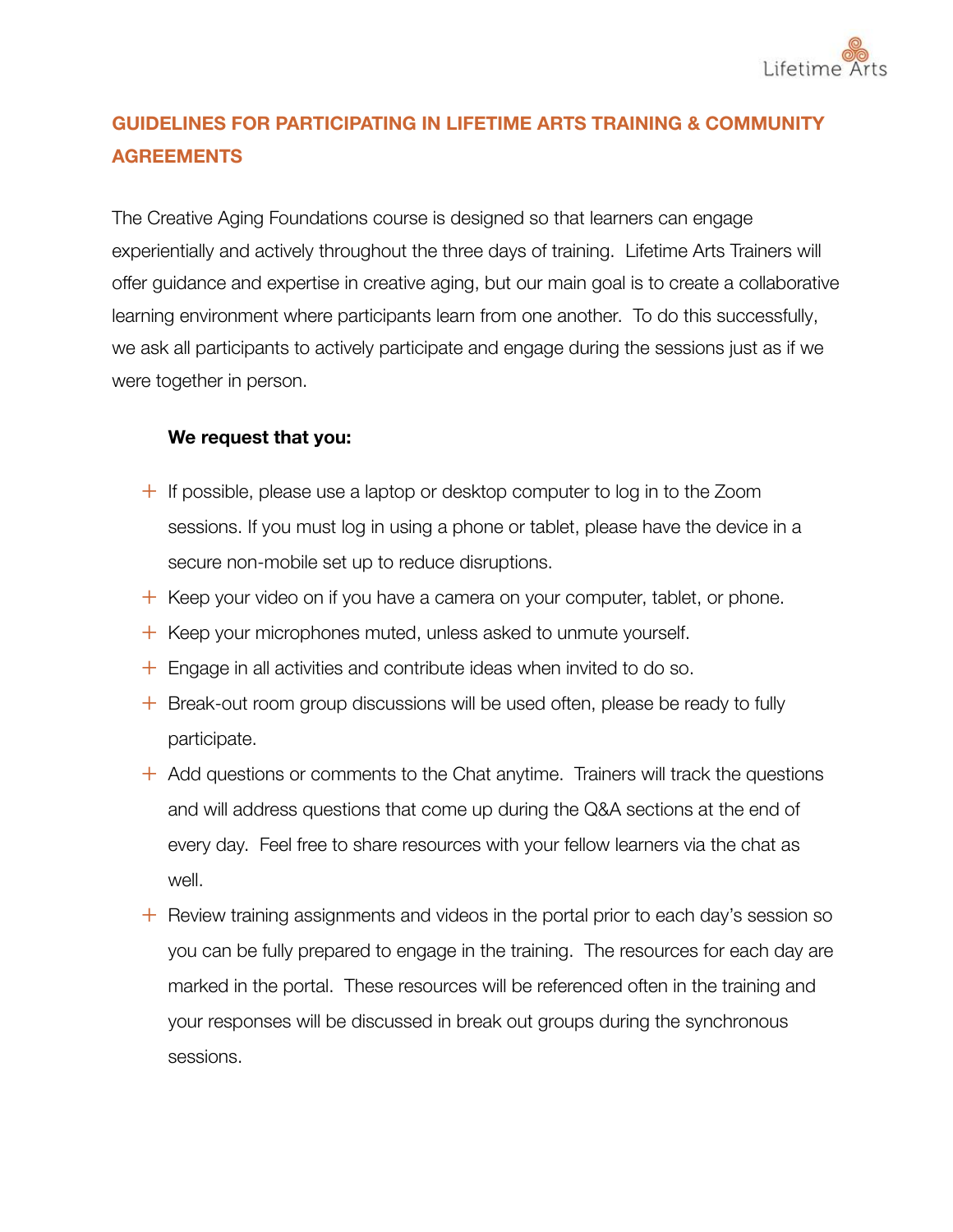## GUIDELINES FOR PARTICIPATING IN LIFETIME ARTS TRAINING & COMMUNITY AGREEMENTS

The Creative Aging Foundations course is designed so that learners can engage experientially and actively throughout the three days of training. Lifetime Arts Trainers will offer guidance and expertise in creative aging, but our main goal is to create a collaborative learning environment where participants learn from one another. To do this successfully, we ask all participants to actively participate and engage during the sessions just as if we were together in person.

**We request that you:**

- If possible, please use a laptop or desktop computer to log in to the Zoom sessions. If you must log in using a phone or tablet, please have the device in a secure non-mobile set up to reduce disruptions.
- Keep your video on if you have a camera on your computer, tablet, or phone.
- Keep your microphones muted, unless asked to unmute yourself.
- Engage in all activities and contribute ideas when invited to do so.
- Break-out room group discussions will be used often, please be ready to fully participate.
- Add questions or comments to the Chat anytime. Trainers will track the questions and will address questions that come up during the Q&A sections at the end of every day. Feel free to share resources with your fellow learners via the chat as well.
- Review training assignments and videos in the portal prior to each day's session so you can be fully prepared to engage in the training. The resources for each day are marked in the portal. These resources will be referenced often in the training and your responses will be discussed in break out groups during the synchronous sessions.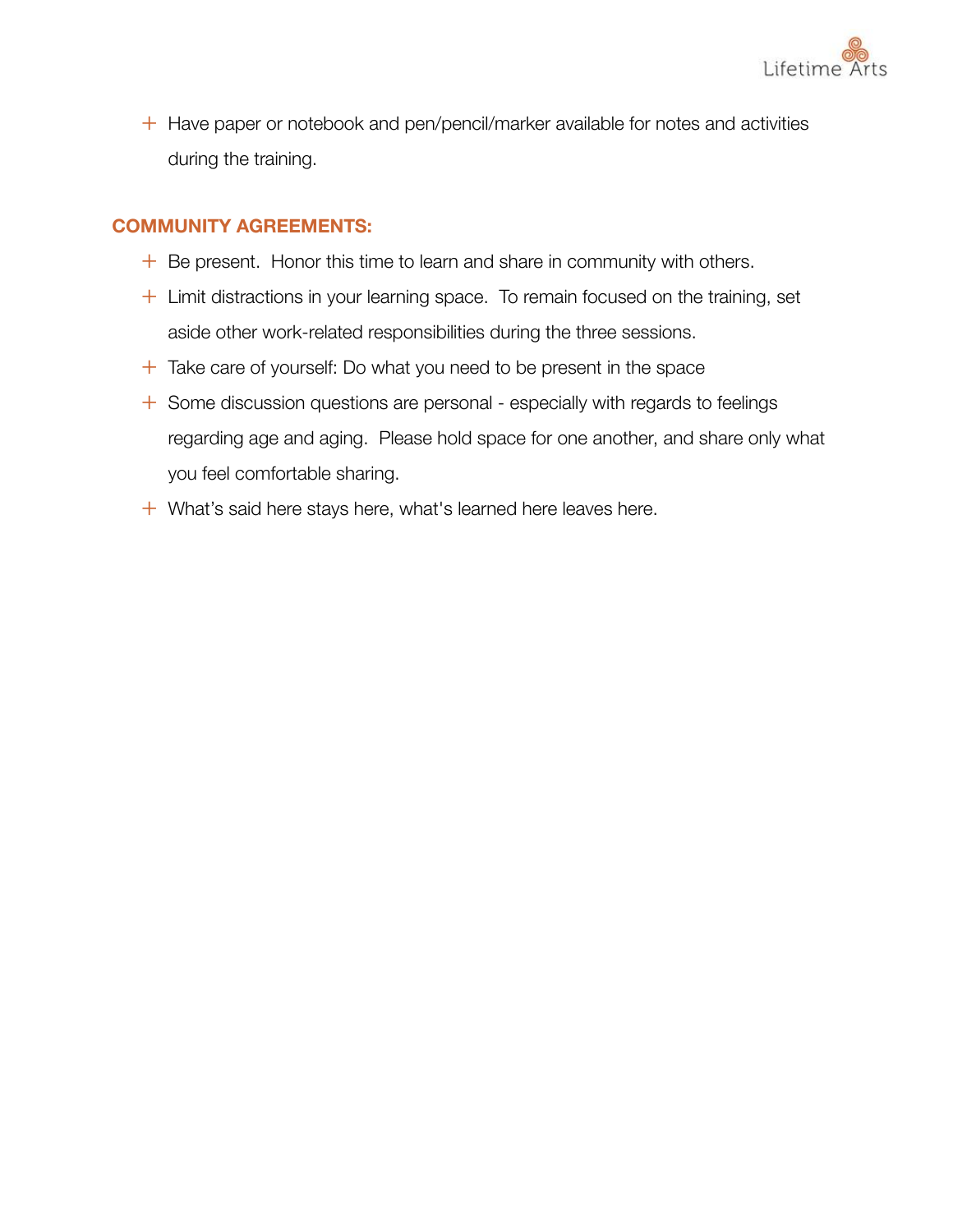- Have paper or notebook and pen/pencil/marker available for notes and activities during the training.

## COMMUNITY AGREEMENTS:

- Be present. Honor this time to learn and share in community with others.
- Limit distractions in your learning space. To remain focused on the training, set aside other work-related responsibilities during the three sessions.
- Take care of yourself: Do what you need to be present in the space
- Some discussion questions are personal - especially with regards to feelings regarding age and aging. Please hold space for one another, and share only what you feel comfortable sharing.
- What's said here stays here, what's learned here leaves here.